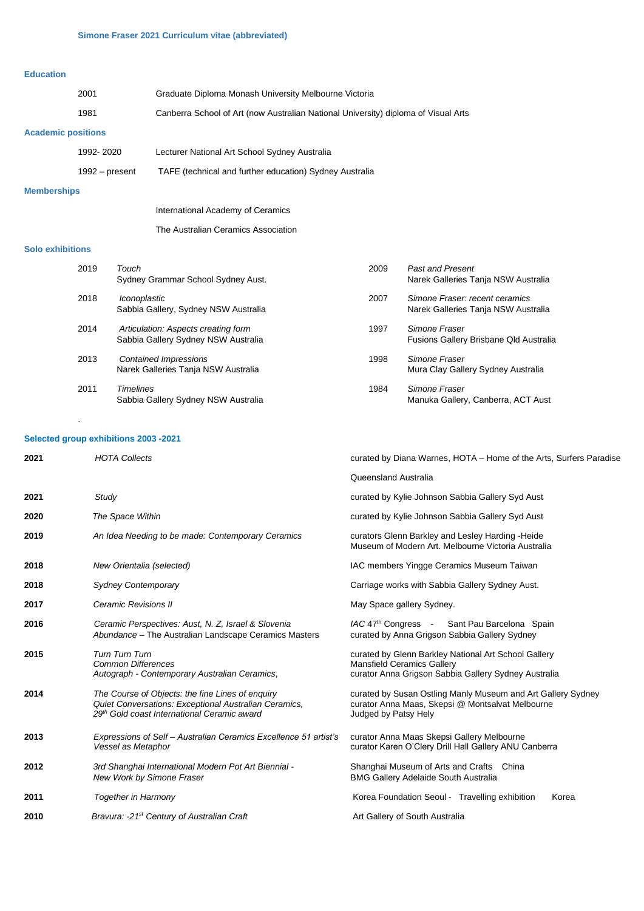# Simone Fraser 2021 Curriculum vitae (abbreviated)

## Education

| | |
|---|---|
| 2001 | Graduate Diploma Monash University Melbourne Victoria |
| 1981 | Canberra School of Art (now Australian National University) diploma of Visual Arts |

## Academic positions

| | |
|---|---|
| 1992- 2020 | Lecturer National Art School Sydney Australia |
| 1992 – present | TAFE (technical and further education) Sydney Australia |

## Memberships

International Academy of Ceramics

The Australian Ceramics Association

## Solo exhibitions

| | |
|---|---|
| 2019 | *Touch*<br>Sydney Grammar School Sydney Aust. |
| 2018 | *Iconoplastic*<br>Sabbia Gallery, Sydney NSW Australia |
| 2014 | *Articulation: Aspects creating form*<br>Sabbia Gallery Sydney NSW Australia |
| 2013 | *Contained Impressions*<br>Narek Galleries Tanja NSW Australia |
| 2011 | *Timelines*<br>Sabbia Gallery Sydney NSW Australia |
| 2009 | *Past and Present*<br>Narek Galleries Tanja NSW Australia |
| 2007 | *Simone Fraser: recent ceramics*<br>Narek Galleries Tanja NSW Australia |
| 1997 | *Simone Fraser*<br>Fusions Gallery Brisbane Qld Australia |
| 1998 | *Simone Fraser*<br>Mura Clay Gallery Sydney Australia |
| 1984 | *Simone Fraser*<br>Manuka Gallery, Canberra, ACT Aust |

.

## Selected group exhibitions 2003 -2021

| | | |
|---|---|---|
| **2021** | *HOTA Collects* | curated by Diana Warnes, HOTA – Home of the Arts, Surfers Paradise Queensland Australia |
| **2021** | *Study* | curated by Kylie Johnson Sabbia Gallery Syd Aust |
| **2020** | *The Space Within* | curated by Kylie Johnson Sabbia Gallery Syd Aust |
| **2019** | *An Idea Needing to be made: Contemporary Ceramics* | curators Glenn Barkley and Lesley Harding -Heide Museum of Modern Art. Melbourne Victoria Australia |
| **2018** | *New Orientalia (selected)* | IAC members Yingge Ceramics Museum Taiwan |
| **2018** | *Sydney Contemporary* | Carriage works with Sabbia Gallery Sydney Aust. |
| **2017** | *Ceramic Revisions II* | May Space gallery Sydney. |
| **2016** | *Ceramic Perspectives: Aust, N. Z, Israel & Slovenia*<br>*Abundance* – The Australian Landscape Ceramics Masters | *IAC* 47th Congress - Sant Pau Barcelona Spain<br>curated by Anna Grigson Sabbia Gallery Sydney |
| **2015** | *Turn Turn Turn*<br>*Common Differences*<br>*Autograph - Contemporary Australian Ceramics*, | curated by Glenn Barkley National Art School Gallery<br>Mansfield Ceramics Gallery<br>curator Anna Grigson Sabbia Gallery Sydney Australia |
| **2014** | *The Course of Objects: the fine Lines of enquiry*<br>*Quiet Conversations: Exceptional Australian Ceramics,*<br>*29th Gold coast International Ceramic award* | curated by Susan Ostling Manly Museum and Art Gallery Sydney<br>curator Anna Maas, Skepsi @ Montsalvat Melbourne<br>Judged by Patsy Hely |
| **2013** | *Expressions of Self – Australian Ceramics Excellence 51 artist's*<br>*Vessel as Metaphor* | curator Anna Maas Skepsi Gallery Melbourne<br>curator Karen O'Clery Drill Hall Gallery ANU Canberra |
| **2012** | *3rd Shanghai International Modern Pot Art Biennial -*<br>*New Work by Simone Fraser* | Shanghai Museum of Arts and Crafts China<br>BMG Gallery Adelaide South Australia |
| **2011** | *Together in Harmony* | Korea Foundation Seoul - Travelling exhibition Korea |
| **2010** | *Bravura: -21st Century of Australian Craft* | Art Gallery of South Australia |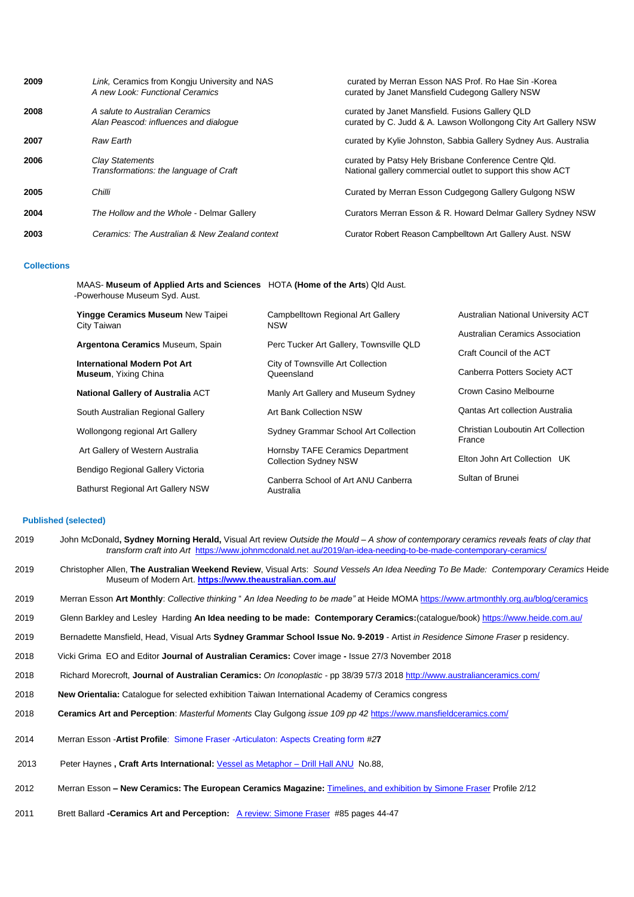| | | |
|---|---|---|
| **2009** | *Link,* Ceramics from Kongju University and NAS<br>*A new Look: Functional Ceramics* | curated by Merran Esson NAS Prof. Ro Hae Sin -Korea<br>curated by Janet Mansfield Cudegong Gallery NSW |
| **2008** | *A salute to Australian Ceramics*<br>*Alan Peascod: influences and dialogue* | curated by Janet Mansfield. Fusions Gallery QLD<br>curated by C. Judd & A. Lawson Wollongong City Art Gallery NSW |
| **2007** | *Raw Earth* | curated by Kylie Johnston, Sabbia Gallery Sydney Aus. Australia |
| **2006** | *Clay Statements*<br>*Transformations: the language of Craft* | curated by Patsy Hely Brisbane Conference Centre Qld.<br>National gallery commercial outlet to support this show ACT |
| **2005** | *Chilli* | Curated by Merran Esson Cudgegong Gallery Gulgong NSW |
| **2004** | *The Hollow and the Whole* - Delmar Gallery | Curators Merran Esson & R. Howard Delmar Gallery Sydney NSW |
| **2003** | *Ceramics: The Australian & New Zealand context* | Curator Robert Reason Campbelltown Art Gallery Aust. NSW |

## Collections

MAAS- **Museum of Applied Arts and Sciences** -Powerhouse Museum Syd. Aust.

HOTA **(Home of the Arts**) Qld Aust.

**Yingge Ceramics Museum** New Taipei City Taiwan

**Argentona Ceramics** Museum, Spain

**International Modern Pot Art Museum**, Yixing China

**National Gallery of Australia** ACT

South Australian Regional Gallery

Wollongong regional Art Gallery

Art Gallery of Western Australia

Bendigo Regional Gallery Victoria

Bathurst Regional Art Gallery NSW

Campbelltown Regional Art Gallery NSW

Perc Tucker Art Gallery, Townsville QLD

City of Townsville Art Collection Queensland

Manly Art Gallery and Museum Sydney

Art Bank Collection NSW

Sydney Grammar School Art Collection

Hornsby TAFE Ceramics Department Collection Sydney NSW

Canberra School of Art ANU Canberra Australia

Australian National University ACT

Australian Ceramics Association

Craft Council of the ACT

Canberra Potters Society ACT

Crown Casino Melbourne

Qantas Art collection Australia

Christian Louboutin Art Collection France

Elton John Art Collection UK

Sultan of Brunei

## Published (selected)

2019 John McDonald**, Sydney Morning Herald,** Visual Art review *Outside the Mould – A show of contemporary ceramics reveals feats of clay that transform craft into Art* https://www.johnmcdonald.net.au/2019/an-idea-needing-to-be-made-contemporary-ceramics/

2019 Christopher Allen, **The Australian Weekend Review**, Visual Arts: *Sound Vessels An Idea Needing To Be Made: Contemporary Ceramics* Heide Museum of Modern Art. **https://www.theaustralian.com.au/**

2019 Merran Esson **Art Monthly**: *Collective thinking* " *An Idea Needing to be made"* at Heide MOMA https://www.artmonthly.org.au/blog/ceramics

2019 Glenn Barkley and Lesley Harding **An Idea needing to be made: Contemporary Ceramics:**(catalogue/book) https://www.heide.com.au/

2019 Bernadette Mansfield, Head, Visual Arts **Sydney Grammar School Issue No. 9-2019** - Artist *in Residence Simone Fraser* p residency.

2018 Vicki Grima EO and Editor **Journal of Australian Ceramics:** Cover image **-** Issue 27/3 November 2018

2018 Richard Morecroft, **Journal of Australian Ceramics:** *On Iconoplastic* - pp 38/39 57/3 2018 http://www.australianceramics.com/

2018 **New Orientalia:** Catalogue for selected exhibition Taiwan International Academy of Ceramics congress

2018 **Ceramics Art and Perception**: *Masterful Moments* Clay Gulgong *issue 109 pp 42* https://www.mansfieldceramics.com/

2014 Merran Esson -**Artist Profile**: Simone Fraser -Articulaton: Aspects Creating form *#2***7**

2013 Peter Haynes **, Craft Arts International:** Vessel as Metaphor – Drill Hall ANU No.88,

2012 Merran Esson **– New Ceramics: The European Ceramics Magazine:** Timelines, and exhibition by Simone Fraser Profile 2/12

2011 Brett Ballard **-Ceramics Art and Perception:** A review: Simone Fraser #85 pages 44-47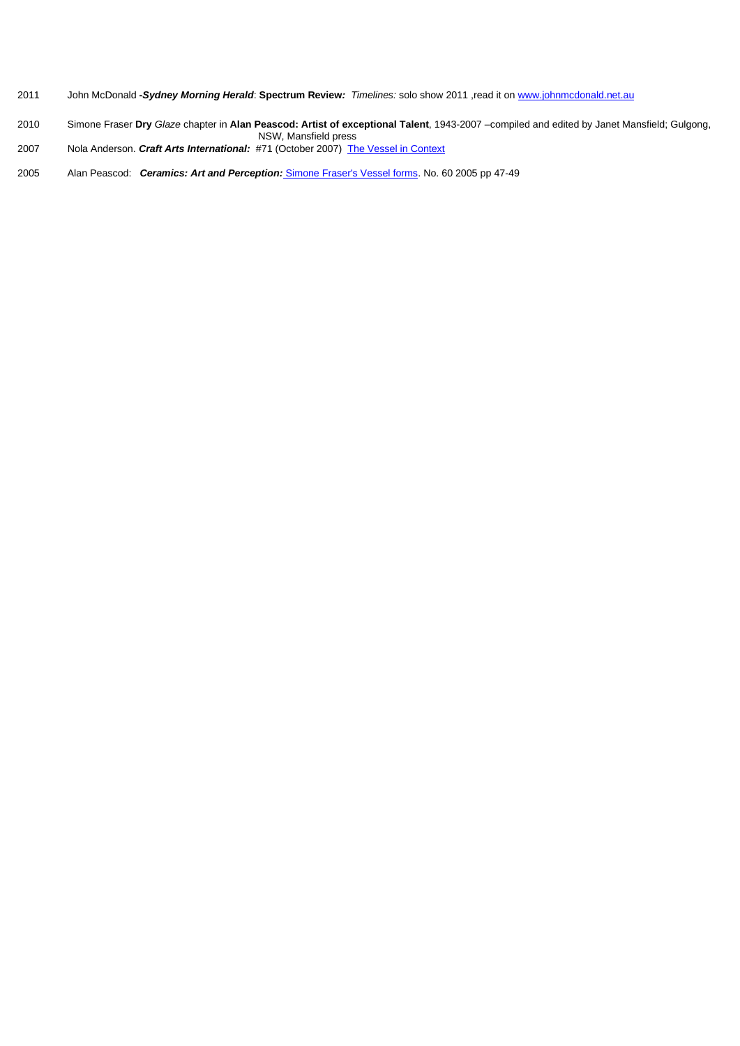2011 John McDonald -***Sydney Morning Herald***: **Spectrum Review*:*** *Timelines:* solo show 2011 ,read it on www.johnmcdonald.net.au

2010 Simone Fraser **Dry** *Glaze* chapter in **Alan Peascod: Artist of exceptional Talent**, 1943-2007 –compiled and edited by Janet Mansfield; Gulgong, NSW, Mansfield press

2007 Nola Anderson. ***Craft Arts International:*** #71 (October 2007) The Vessel in Context

2005 Alan Peascod: ***Ceramics: Art and Perception:*** Simone Fraser's Vessel forms. No. 60 2005 pp 47-49